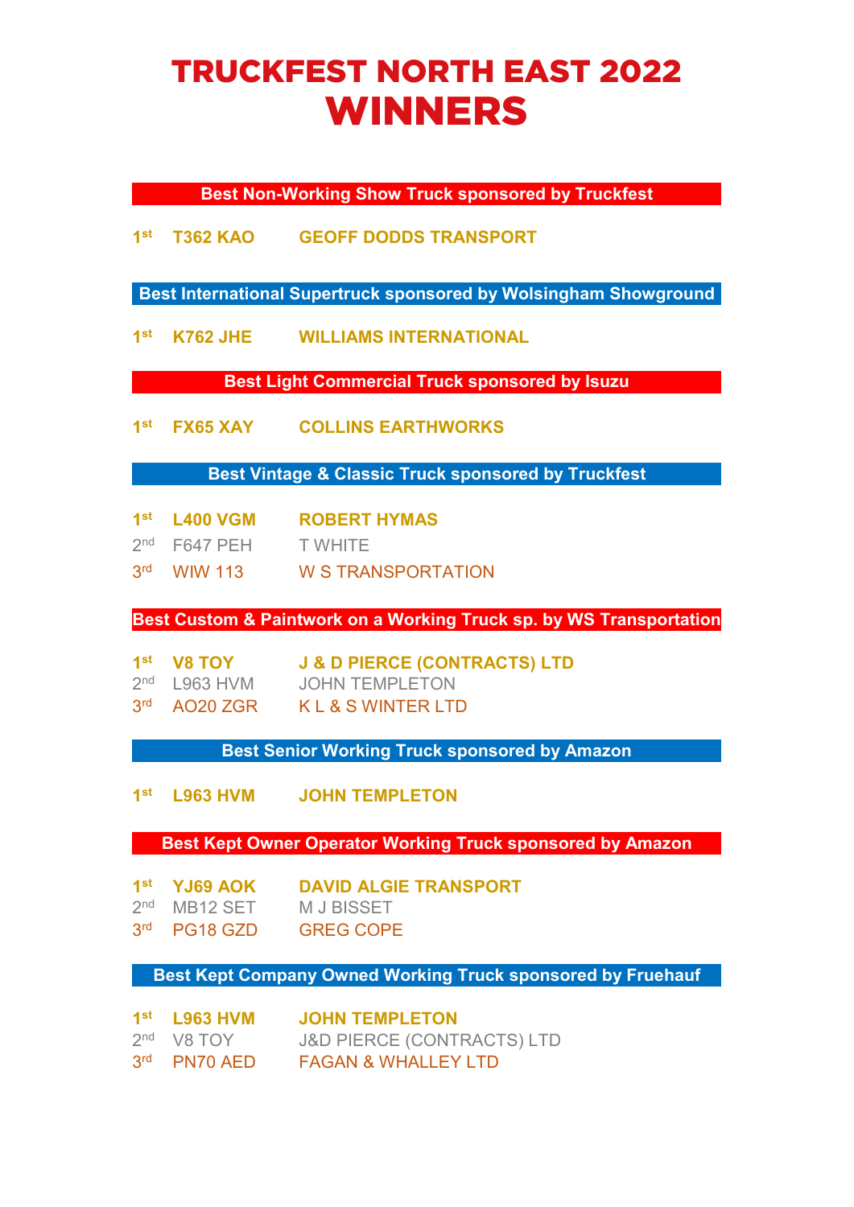# TRUCKFEST NORTH EAST 2022 WINNERS

## Best Non-Working Show Truck sponsored by Truckfest

| | | |
|---|---|---|
| **1st** | **T362 KAO** | **GEOFF DODDS TRANSPORT** |

## Best International Supertruck sponsored by Wolsingham Showground

| | | |
|---|---|---|
| **1st** | **K762 JHE** | **WILLIAMS INTERNATIONAL** |

## Best Light Commercial Truck sponsored by Isuzu

| | | |
|---|---|---|
| **1st** | **FX65 XAY** | **COLLINS EARTHWORKS** |

## Best Vintage & Classic Truck sponsored by Truckfest

| | | |
|---|---|---|
| **1st** | **L400 VGM** | **ROBERT HYMAS** |
| 2nd | F647 PEH | T WHITE |
| 3rd | WIW 113 | W S TRANSPORTATION |

## Best Custom & Paintwork on a Working Truck sp. by WS Transportation

| | | |
|---|---|---|
| **1st** | **V8 TOY** | **J & D PIERCE (CONTRACTS) LTD** |
| 2nd | L963 HVM | JOHN TEMPLETON |
| 3rd | AO20 ZGR | K L & S WINTER LTD |

## Best Senior Working Truck sponsored by Amazon

| | | |
|---|---|---|
| **1st** | **L963 HVM** | **JOHN TEMPLETON** |

## Best Kept Owner Operator Working Truck sponsored by Amazon

| | | |
|---|---|---|
| **1st** | **YJ69 AOK** | **DAVID ALGIE TRANSPORT** |
| 2nd | MB12 SET | M J BISSET |
| 3rd | PG18 GZD | GREG COPE |

## Best Kept Company Owned Working Truck sponsored by Fruehauf

| | | |
|---|---|---|
| **1st** | **L963 HVM** | **JOHN TEMPLETON** |
| 2nd | V8 TOY | J&D PIERCE (CONTRACTS) LTD |
| 3rd | PN70 AED | FAGAN & WHALLEY LTD |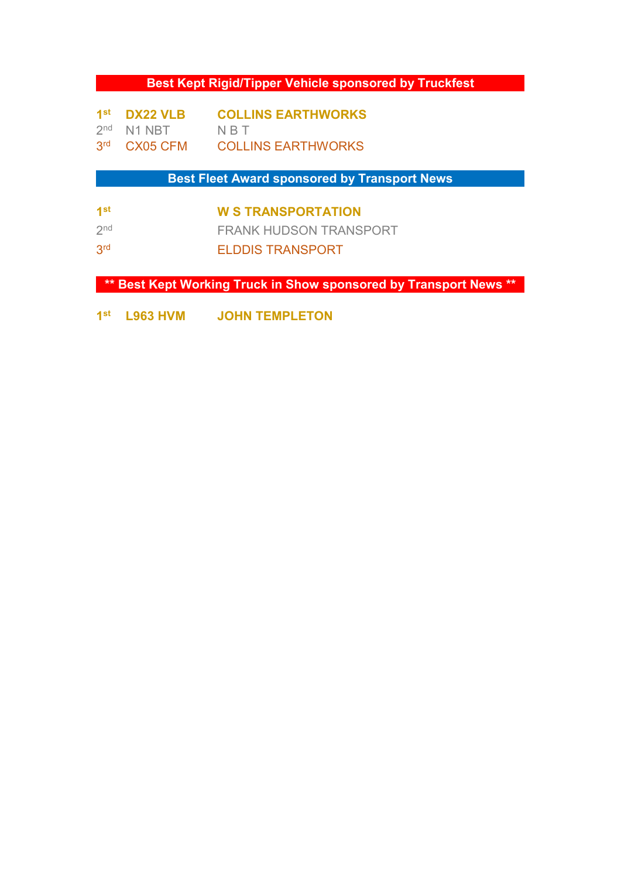## Best Kept Rigid/Tipper Vehicle sponsored by Truckfest

| | | |
|---|---|---|
| **1st** | **DX22 VLB** | **COLLINS EARTHWORKS** |
| 2nd | N1 NBT | N B T |
| 3rd | CX05 CFM | COLLINS EARTHWORKS |

## Best Fleet Award sponsored by Transport News

| | |
|---|---|
| **1st** | **W S TRANSPORTATION** |
| 2nd | FRANK HUDSON TRANSPORT |
| 3rd | ELDDIS TRANSPORT |

## ** Best Kept Working Truck in Show sponsored by Transport News **

| | | |
|---|---|---|
| **1st** | **L963 HVM** | **JOHN TEMPLETON** |